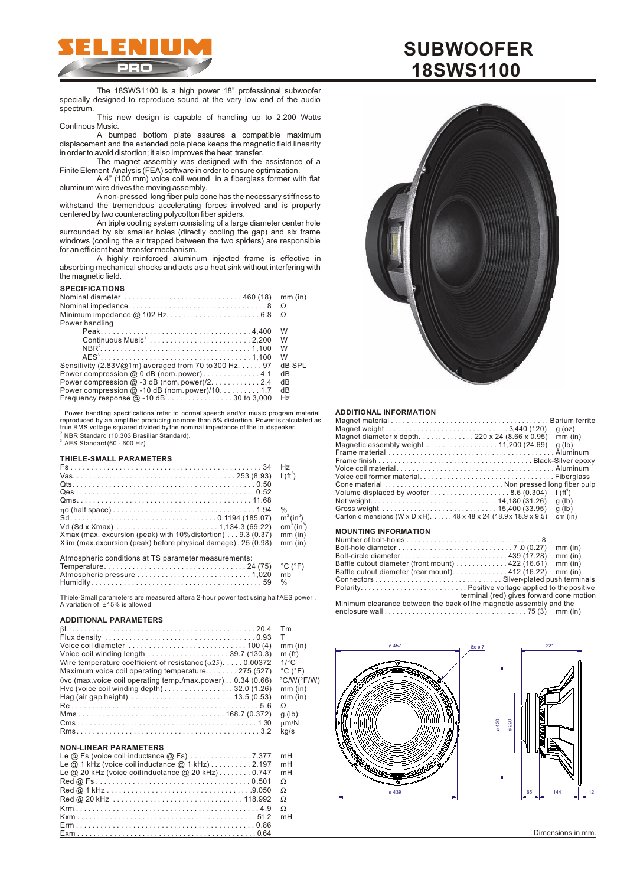# SELENIUM PRO

# SUBWOOFER 18SWS1100

The 18SWS1100 is a high power 18" professional subwoofer specially designed to reproduce sound at the very low end of the audio spectrum.

This new design is capable of handling up to 2,200 Watts Continous Music.

A bumped bottom plate assures a compatible maximum displacement and the extended pole piece keeps the magnetic field linearity in order to avoid distortion; it also improves the heat transfer.

The magnet assembly was designed with the assistance of a Finite Element Analysis (FEA) software in order to ensure optimization.

A 4" (100 mm) voice coil wound in a fiberglass former with flat aluminum wire drives the moving assembly.

A non-pressed long fiber pulp cone has the necessary stiffness to withstand the tremendous accelerating forces involved and is properly centered by two counteracting polycotton fiber spiders.

An triple cooling system consisting of a large diameter center hole surrounded by six smaller holes (directly cooling the gap) and six frame windows (cooling the air trapped between the two spiders) are responsible for an efficient heat transfer mechanism.

A highly reinforced aluminum injected frame is effective in absorbing mechanical shocks and acts as a heat sink without interfering with the magnetic field.

## SPECIFICATIONS

| Parameter | Value | Unit |
|---|---|---|
| Nominal diameter | 460 (18) | mm (in) |
| Nominal impedance | 8 | Ω |
| Minimum impedance @ 102 Hz | 6.8 | Ω |
| Power handling | | |
| Peak | 4,400 | W |
| Continuous Music[1] | 2,200 | W |
| NBR[2] | 1,100 | W |
| AES[3] | 1,100 | W |
| Sensitivity (2.83V@1m) averaged from 70 to 300 Hz | 97 | dB SPL |
| Power compression @ 0 dB (nom. power) | 4.1 | dB |
| Power compression @ -3 dB (nom. power)/2 | 2.4 | dB |
| Power compression @ -10 dB (nom. power)/10 | 1.7 | dB |
| Frequency response @ -10 dB | 30 to 3,000 | Hz |

[1] Power handling specifications refer to normal speech and/or music program material, reproduced by an amplifier producing no more than 5% distortion. Power is calculated as true RMS voltage squared divided by the nominal impedance of the loudspeaker.
[2] NBR Standard (10,303 Brasilian Standard).
[3] AES Standard (60 - 600 Hz).

## THIELE-SMALL PARAMETERS

| Parameter | Value | Unit |
|---|---|---|
| Fs | 34 | Hz |
| Vas | 253 (8.93) | l ($ft^3$) |
| Qts | 0.50 | |
| Qes | 0.52 | |
| Qms | 11.68 | |
| $\eta_0$ (half space) | 1.94 | % |
| Sd | 0.1194 (185.07) | $m^2$ ($in^2$) |
| Vd (Sd x Xmax) | 1,134.3 (69.22) | $cm^3$ ($in^3$) |
| Xmax (max. excursion (peak) with 10% distortion) | 9.3 (0.37) | mm (in) |
| Xlim (max.excursion (peak) before physical damage) | 25 (0.98) | mm (in) |

Atmospheric conditions at TS parameter measurements:

| Parameter | Value | Unit |
|---|---|---|
| Temperature | 24 (75) | °C (°F) |
| Atmospheric pressure | 1,020 | mb |
| Humidity | 59 | % |

Thiele-Small parameters are measured after a 2-hour power test using half AES power. A variation of ±15% is allowed.

## ADDITIONAL PARAMETERS

| Parameter | Value | Unit |
|---|---|---|
| βL | 20.4 | Tm |
| Flux density | 0.93 | T |
| Voice coil diameter | 100 (4) | mm (in) |
| Voice coil winding length | 39.7 (130.3) | m (ft) |
| Wire temperature coefficient of resistance ($\alpha_{25}$) | 0.00372 | 1/°C |
| Maximum voice coil operating temperature | 275 (527) | °C (°F) |
| θvc (max.voice coil operating temp./max.power) | 0.34 (0.66) | °C/W(°F/W) |
| Hvc (voice coil winding depth) | 32.0 (1.26) | mm (in) |
| Hag (air gap height) | 13.5 (0.53) | mm (in) |
| Re | 5.6 | Ω |
| Mms | 168.7 (0.372) | g (lb) |
| Cms | 1 30 | μm/N |
| Rms | 3.2 | kg/s |

## NON-LINEAR PARAMETERS

| Parameter | Value | Unit |
|---|---|---|
| Le @ Fs (voice coil inductance @ Fs) | 7.377 | mH |
| Le @ 1 kHz (voice coil inductance @ 1 kHz) | 2.197 | mH |
| Le @ 20 kHz (voice coil inductance @ 20 kHz) | 0.747 | mH |
| Red @ Fs | 0.501 | Ω |
| Red @ 1 kHz | 9.050 | Ω |
| Red @ 20 kHz | 118.992 | Ω |
| Krm | 4.9 | Ω |
| Kxm | 51.2 | mH |
| Erm | 0.86 | |
| Exm | 0.64 | |

## ADDITIONAL INFORMATION

| Parameter | Value | Unit |
|---|---|---|
| Magnet material | Barium ferrite | |
| Magnet weight | 3,440 (120) | g (oz) |
| Magnet diameter x depth | 220 x 24 (8.66 x 0.95) | mm (in) |
| Magnetic assembly weight | 11,200 (24.69) | g (lb) |
| Frame material | Aluminum | |
| Frame finish | Black-Silver epoxy | |
| Voice coil material | Aluminum | |
| Voice coil former material | Fiberglass | |
| Cone material | Non pressed long fiber pulp | |
| Volume displaced by woofer | 8.6 (0.304) | l ($ft^3$) |
| Net weight | 14,180 (31.26) | g (lb) |
| Gross weight | 15,400 (33.95) | g (lb) |
| Carton dimensions (W x D x H) | 48 x 48 x 24 (18.9 x 18.9 x 9.5) | cm (in) |

## MOUNTING INFORMATION

| Parameter | Value | Unit |
|---|---|---|
| Number of bolt-holes | 8 | |
| Bolt-hole diameter | 7.0 (0.27) | mm (in) |
| Bolt-circle diameter | 439 (17.28) | mm (in) |
| Baffle cutout diameter (front mount) | 422 (16.61) | mm (in) |
| Baffle cutout diameter (rear mount) | 412 (16.22) | mm (in) |
| Connectors | Silver-plated push terminals | |
| Polarity | Positive voltage applied to the positive terminal (red) gives forward cone motion | |
| Minimum clearance between the back of the magnetic assembly and the enclosure wall | 75 (3) | mm (in) |

Dimensions in mm.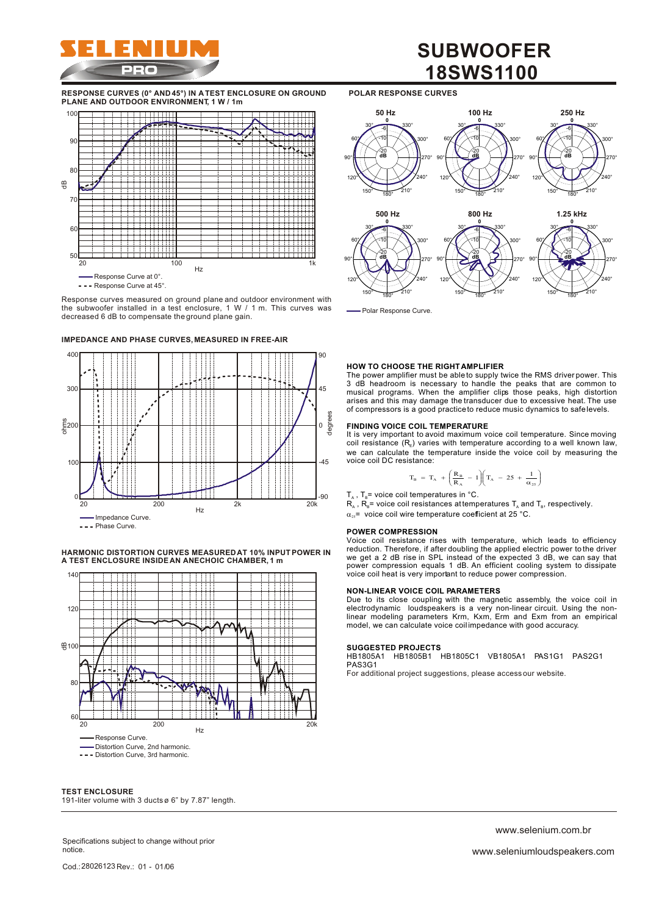# SUBWOOFER 18SWS1100

SELENIUM PRO

## RESPONSE CURVES (0° AND 45°) IN A TEST ENCLOSURE ON GROUND PLANE AND OUTDOOR ENVIRONMENT, 1 W / 1m

100
90
80
70
60
50
dB
20
100
1k
Hz

Response Curve at 0°.
Response Curve at 45°.

Response curves measured on ground plane and outdoor environment with the subwoofer installed in a test enclosure, 1 W / 1 m. This curves was decreased 6 dB to compensate the ground plane gain.

## IMPEDANCE AND PHASE CURVES, MEASURED IN FREE-AIR

400
300
200
100
0
ohms
90
45
0
-45
-90
degrees
20
200
2k
20k
Hz

Impedance Curve.
Phase Curve.

## HARMONIC DISTORTION CURVES MEASURED AT 10% INPUT POWER IN A TEST ENCLOSURE INSIDE AN ANECHOIC CHAMBER, 1 m

140
120
100
80
60
dB
20
200
20k
Hz

Response Curve.
Distortion Curve, 2nd harmonic.
Distortion Curve, 3rd harmonic.

## TEST ENCLOSURE

191-liter volume with 3 ducts ø 6" by 7.87" length.

## POLAR RESPONSE CURVES

50 Hz
100 Hz
250 Hz
500 Hz
800 Hz
1.25 kHz

0, 30°, 60°, 90°, 120°, 150°, 180°, 210°, 240°, 270°, 300°, 330°
-6, -10, -20 dB

Polar Response Curve.

## HOW TO CHOOSE THE RIGHT AMPLIFIER

The power amplifier must be able to supply twice the RMS driver power. This 3 dB headroom is necessary to handle the peaks that are common to musical programs. When the amplifier clips those peaks, high distortion arises and this may damage the transducer due to excessive heat. The use of compressors is a good practice to reduce music dynamics to safe levels.

## FINDING VOICE COIL TEMPERATURE

It is very important to avoid maximum voice coil temperature. Since moving coil resistance ($R_E$) varies with temperature according to a well known law, we can calculate the temperature inside the voice coil by measuring the voice coil DC resistance:

$$T_B = T_A + \left(\frac{R_B}{R_A} - 1\right)\left(T_A - 25 + \frac{1}{\alpha_{25}}\right)$$

$T_A$, $T_B$ = voice coil temperatures in °C.
$R_A$, $R_B$ = voice coil resistances at temperatures $T_A$ and $T_B$, respectively.
$\alpha_{25}$ = voice coil wire temperature coefficient at 25 °C.

## POWER COMPRESSION

Voice coil resistance rises with temperature, which leads to efficiency reduction. Therefore, if after doubling the applied electric power to the driver we get a 2 dB rise in SPL instead of the expected 3 dB, we can say that power compression equals 1 dB. An efficient cooling system to dissipate voice coil heat is very important to reduce power compression.

## NON-LINEAR VOICE COIL PARAMETERS

Due to its close coupling with the magnetic assembly, the voice coil in electrodynamic loudspeakers is a very non-linear circuit. Using the non-linear modeling parameters Krm, Kxm, Erm and Exm from an empirical model, we can calculate voice coil impedance with good accuracy.

## SUGGESTED PROJECTS

HB1805A1 HB1805B1 HB1805C1 VB1805A1 PAS1G1 PAS2G1 PAS3G1

For additional project suggestions, please access our website.

Specifications subject to change without prior notice.

Cod.: 28026123 Rev.: 01 - 01/06

www.selenium.com.br

www.seleniumloudspeakers.com